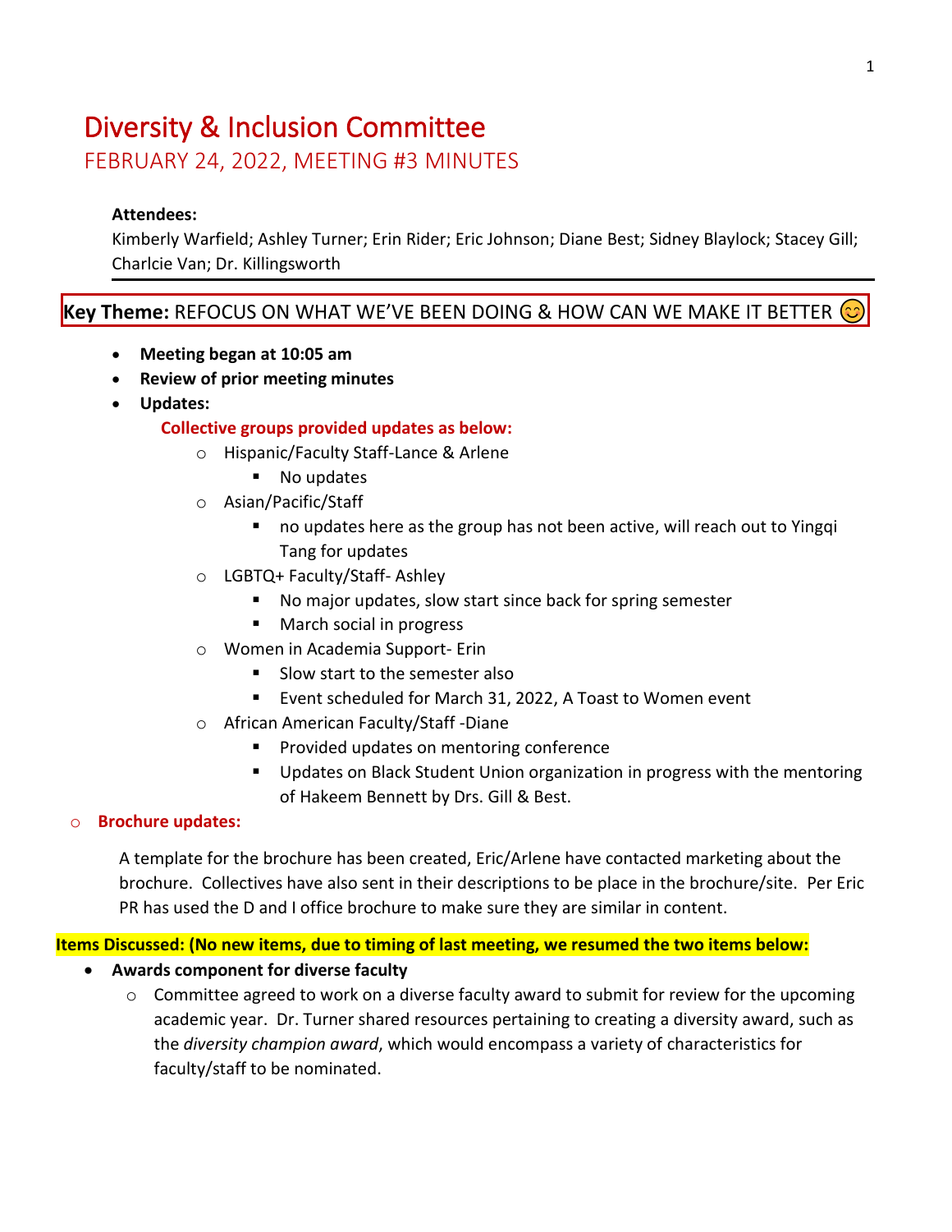# Diversity & Inclusion Committee

## FEBRUARY 24, 2022, MEETING #3 MINUTES

**Attendees:**
Kimberly Warfield; Ashley Turner; Erin Rider; Eric Johnson; Diane Best; Sidney Blaylock; Stacey Gill; Charlcie Van; Dr. Killingsworth

**Key Theme:** REFOCUS ON WHAT WE'VE BEEN DOING & HOW CAN WE MAKE IT BETTER 😊

- **Meeting began at 10:05 am**
- **Review of prior meeting minutes**
- **Updates:**

  **Collective groups provided updates as below:**

  - Hispanic/Faculty Staff-Lance & Arlene
    - No updates
  - Asian/Pacific/Staff
    - no updates here as the group has not been active, will reach out to Yingqi Tang for updates
  - LGBTQ+ Faculty/Staff- Ashley
    - No major updates, slow start since back for spring semester
    - March social in progress
  - Women in Academia Support- Erin
    - Slow start to the semester also
    - Event scheduled for March 31, 2022, A Toast to Women event
  - African American Faculty/Staff -Diane
    - Provided updates on mentoring conference
    - Updates on Black Student Union organization in progress with the mentoring of Hakeem Bennett by Drs. Gill & Best.

- **Brochure updates:**

  A template for the brochure has been created, Eric/Arlene have contacted marketing about the brochure. Collectives have also sent in their descriptions to be place in the brochure/site. Per Eric PR has used the D and I office brochure to make sure they are similar in content.

**Items Discussed: (No new items, due to timing of last meeting, we resumed the two items below:**

- **Awards component for diverse faculty**
  - Committee agreed to work on a diverse faculty award to submit for review for the upcoming academic year. Dr. Turner shared resources pertaining to creating a diversity award, such as the *diversity champion award*, which would encompass a variety of characteristics for faculty/staff to be nominated.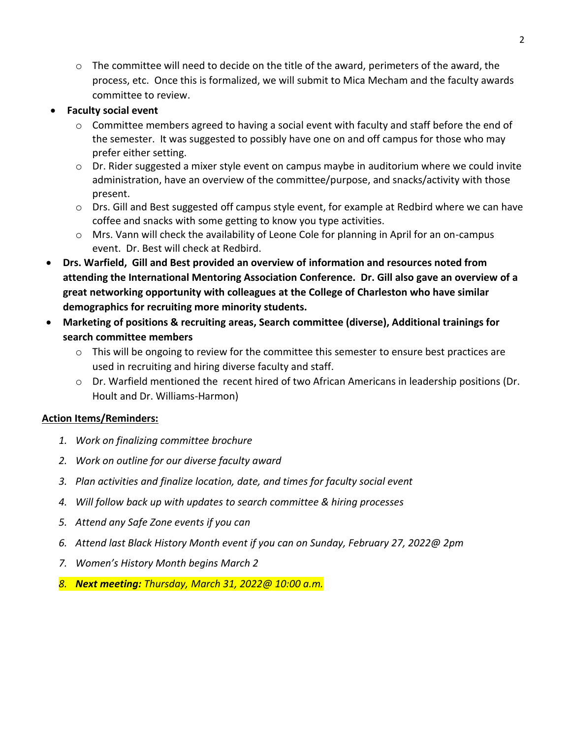- The committee will need to decide on the title of the award, perimeters of the award, the process, etc. Once this is formalized, we will submit to Mica Mecham and the faculty awards committee to review.
- **Faculty social event**
  - Committee members agreed to having a social event with faculty and staff before the end of the semester. It was suggested to possibly have one on and off campus for those who may prefer either setting.
  - Dr. Rider suggested a mixer style event on campus maybe in auditorium where we could invite administration, have an overview of the committee/purpose, and snacks/activity with those present.
  - Drs. Gill and Best suggested off campus style event, for example at Redbird where we can have coffee and snacks with some getting to know you type activities.
  - Mrs. Vann will check the availability of Leone Cole for planning in April for an on-campus event. Dr. Best will check at Redbird.
- **Drs. Warfield, Gill and Best provided an overview of information and resources noted from attending the International Mentoring Association Conference. Dr. Gill also gave an overview of a great networking opportunity with colleagues at the College of Charleston who have similar demographics for recruiting more minority students.**
- **Marketing of positions & recruiting areas, Search committee (diverse), Additional trainings for search committee members**
  - This will be ongoing to review for the committee this semester to ensure best practices are used in recruiting and hiring diverse faculty and staff.
  - Dr. Warfield mentioned the recent hired of two African Americans in leadership positions (Dr. Hoult and Dr. Williams-Harmon)

**Action Items/Reminders:**

1. *Work on finalizing committee brochure*
2. *Work on outline for our diverse faculty award*
3. *Plan activities and finalize location, date, and times for faculty social event*
4. *Will follow back up with updates to search committee & hiring processes*
5. *Attend any Safe Zone events if you can*
6. *Attend last Black History Month event if you can on Sunday, February 27, 2022@ 2pm*
7. *Women's History Month begins March 2*
8. ***Next meeting:** Thursday, March 31, 2022@ 10:00 a.m.*